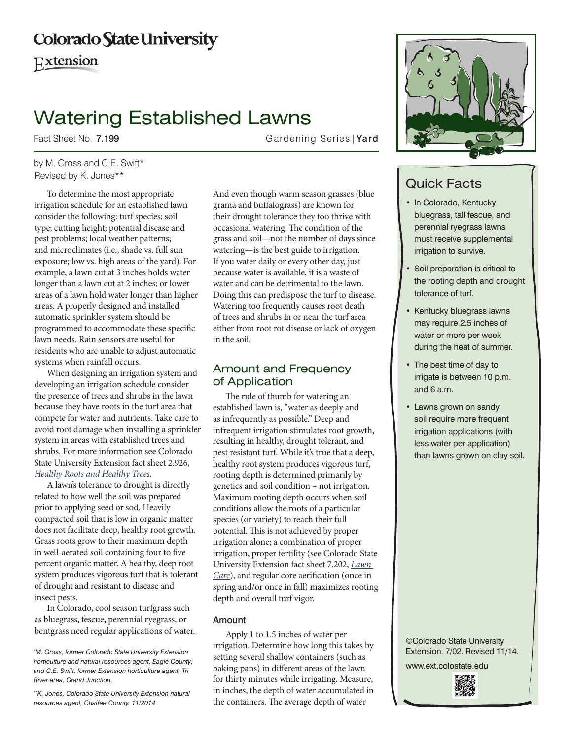Colorado State University

Extension

# Watering Established Lawns

Fact Sheet No. **7.199** Gardening Series | **Yard**

by M. Gross and C.E. Swift*
Revised by K. Jones**

## Quick Facts

- In Colorado, Kentucky bluegrass, tall fescue, and perennial ryegrass lawns must receive supplemental irrigation to survive.
- Soil preparation is critical to the rooting depth and drought tolerance of turf.
- Kentucky bluegrass lawns may require 2.5 inches of water or more per week during the heat of summer.
- The best time of day to irrigate is between 10 p.m. and 6 a.m.
- Lawns grown on sandy soil require more frequent irrigation applications (with less water per application) than lawns grown on clay soil.

To determine the most appropriate irrigation schedule for an established lawn consider the following: turf species; soil type; cutting height; potential disease and pest problems; local weather patterns; and microclimates (i.e., shade vs. full sun exposure; low vs. high areas of the yard). For example, a lawn cut at 3 inches holds water longer than a lawn cut at 2 inches; or lower areas of a lawn hold water longer than higher areas. A properly designed and installed automatic sprinkler system should be programmed to accommodate these specific lawn needs. Rain sensors are useful for residents who are unable to adjust automatic systems when rainfall occurs.

When designing an irrigation system and developing an irrigation schedule consider the presence of trees and shrubs in the lawn because they have roots in the turf area that compete for water and nutrients. Take care to avoid root damage when installing a sprinkler system in areas with established trees and shrubs. For more information see Colorado State University Extension fact sheet 2.926, *Healthy Roots and Healthy Trees*.

A lawn's tolerance to drought is directly related to how well the soil was prepared prior to applying seed or sod. Heavily compacted soil that is low in organic matter does not facilitate deep, healthy root growth. Grass roots grow to their maximum depth in well-aerated soil containing four to five percent organic matter. A healthy, deep root system produces vigorous turf that is tolerant of drought and resistant to disease and insect pests.

In Colorado, cool season turfgrass such as bluegrass, fescue, perennial ryegrass, or bentgrass need regular applications of water. And even though warm season grasses (blue grama and buffalograss) are known for their drought tolerance they too thrive with occasional watering. The condition of the grass and soil—not the number of days since watering—is the best guide to irrigation. If you water daily or every other day, just because water is available, it is a waste of water and can be detrimental to the lawn. Doing this can predispose the turf to disease. Watering too frequently causes root death of trees and shrubs in or near the turf area either from root rot disease or lack of oxygen in the soil.

## Amount and Frequency of Application

The rule of thumb for watering an established lawn is, "water as deeply and as infrequently as possible." Deep and infrequent irrigation stimulates root growth, resulting in healthy, drought tolerant, and pest resistant turf. While it's true that a deep, healthy root system produces vigorous turf, rooting depth is determined primarily by genetics and soil condition – not irrigation. Maximum rooting depth occurs when soil conditions allow the roots of a particular species (or variety) to reach their full potential. This is not achieved by proper irrigation alone; a combination of proper irrigation, proper fertility (see Colorado State University Extension fact sheet 7.202, *Lawn Care*), and regular core aerification (once in spring and/or once in fall) maximizes rooting depth and overall turf vigor.

### Amount

Apply 1 to 1.5 inches of water per irrigation. Determine how long this takes by setting several shallow containers (such as baking pans) in different areas of the lawn for thirty minutes while irrigating. Measure, in inches, the depth of water accumulated in the containers. The average depth of water

*M. Gross, former Colorado State University Extension horticulture and natural resources agent, Eagle County; and C.E. Swift, former Extension horticulture agent, Tri River area, Grand Junction.

**K. Jones, Colorado State University Extension natural resources agent, Chaffee County. 11/2014

©Colorado State University Extension. 7/02. Revised 11/14.

www.ext.colostate.edu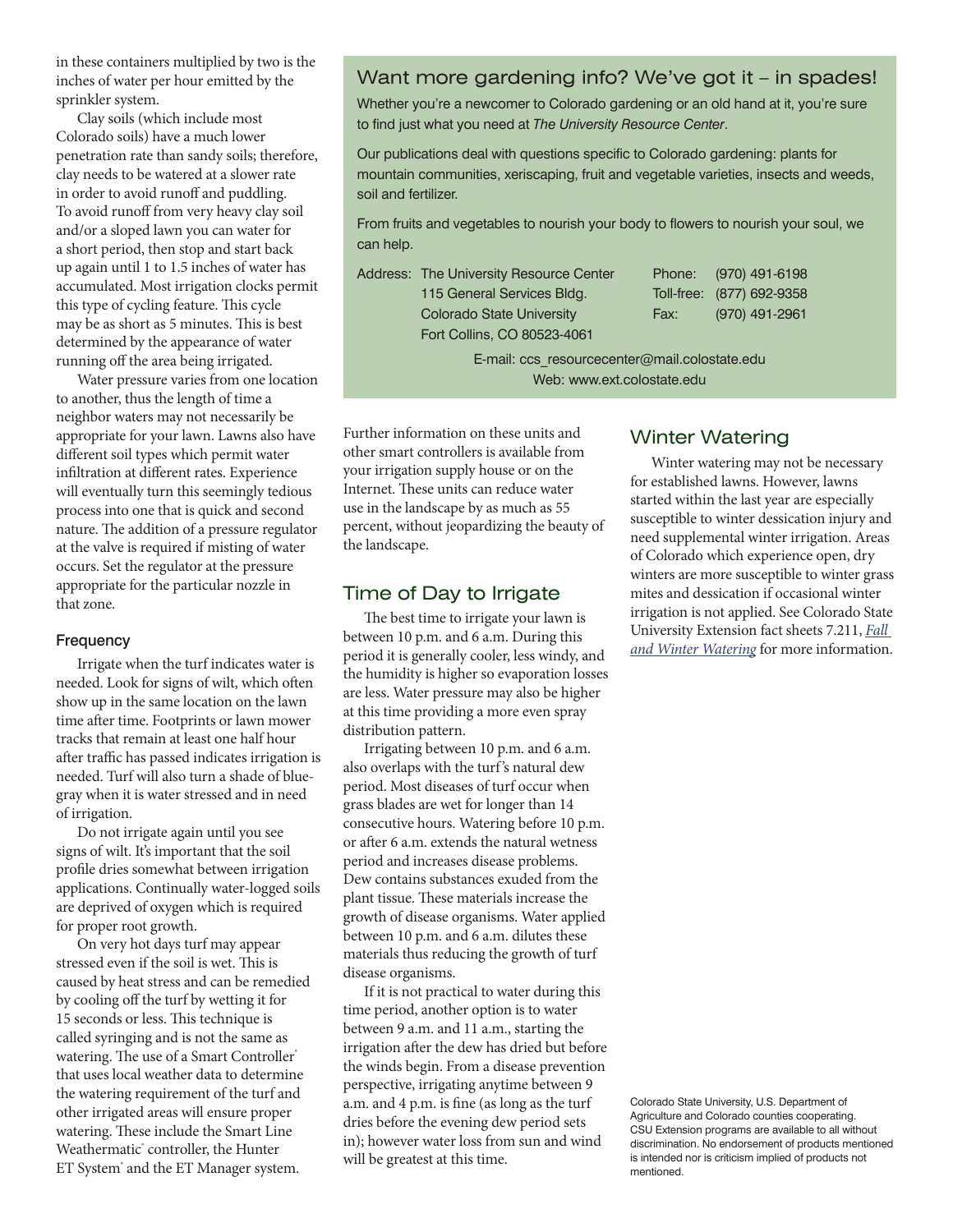in these containers multiplied by two is the inches of water per hour emitted by the sprinkler system.

Clay soils (which include most Colorado soils) have a much lower penetration rate than sandy soils; therefore, clay needs to be watered at a slower rate in order to avoid runoff and puddling. To avoid runoff from very heavy clay soil and/or a sloped lawn you can water for a short period, then stop and start back up again until 1 to 1.5 inches of water has accumulated. Most irrigation clocks permit this type of cycling feature. This cycle may be as short as 5 minutes. This is best determined by the appearance of water running off the area being irrigated.

Water pressure varies from one location to another, thus the length of time a neighbor waters may not necessarily be appropriate for your lawn. Lawns also have different soil types which permit water infiltration at different rates. Experience will eventually turn this seemingly tedious process into one that is quick and second nature. The addition of a pressure regulator at the valve is required if misting of water occurs. Set the regulator at the pressure appropriate for the particular nozzle in that zone.

### Frequency

Irrigate when the turf indicates water is needed. Look for signs of wilt, which often show up in the same location on the lawn time after time. Footprints or lawn mower tracks that remain at least one half hour after traffic has passed indicates irrigation is needed. Turf will also turn a shade of blue-gray when it is water stressed and in need of irrigation.

Do not irrigate again until you see signs of wilt. It's important that the soil profile dries somewhat between irrigation applications. Continually water-logged soils are deprived of oxygen which is required for proper root growth.

On very hot days turf may appear stressed even if the soil is wet. This is caused by heat stress and can be remedied by cooling off the turf by wetting it for 15 seconds or less. This technique is called syringing and is not the same as watering. The use of a Smart Controller® that uses local weather data to determine the watering requirement of the turf and other irrigated areas will ensure proper watering. These include the Smart Line Weathermatic® controller, the Hunter ET System® and the ET Manager system.

Further information on these units and other smart controllers is available from your irrigation supply house or on the Internet. These units can reduce water use in the landscape by as much as 55 percent, without jeopardizing the beauty of the landscape.

## Time of Day to Irrigate

The best time to irrigate your lawn is between 10 p.m. and 6 a.m. During this period it is generally cooler, less windy, and the humidity is higher so evaporation losses are less. Water pressure may also be higher at this time providing a more even spray distribution pattern.

Irrigating between 10 p.m. and 6 a.m. also overlaps with the turf's natural dew period. Most diseases of turf occur when grass blades are wet for longer than 14 consecutive hours. Watering before 10 p.m. or after 6 a.m. extends the natural wetness period and increases disease problems. Dew contains substances exuded from the plant tissue. These materials increase the growth of disease organisms. Water applied between 10 p.m. and 6 a.m. dilutes these materials thus reducing the growth of turf disease organisms.

If it is not practical to water during this time period, another option is to water between 9 a.m. and 11 a.m., starting the irrigation after the dew has dried but before the winds begin. From a disease prevention perspective, irrigating anytime between 9 a.m. and 4 p.m. is fine (as long as the turf dries before the evening dew period sets in); however water loss from sun and wind will be greatest at this time.

## Winter Watering

Winter watering may not be necessary for established lawns. However, lawns started within the last year are especially susceptible to winter dessication injury and need supplemental winter irrigation. Areas of Colorado which experience open, dry winters are more susceptible to winter grass mites and dessication if occasional winter irrigation is not applied. See Colorado State University Extension fact sheets 7.211, *Fall and Winter Watering* for more information.

## Want more gardening info? We've got it – in spades!

Whether you're a newcomer to Colorado gardening or an old hand at it, you're sure to find just what you need at *The University Resource Center*.

Our publications deal with questions specific to Colorado gardening: plants for mountain communities, xeriscaping, fruit and vegetable varieties, insects and weeds, soil and fertilizer.

From fruits and vegetables to nourish your body to flowers to nourish your soul, we can help.

Address: The University Resource Center
115 General Services Bldg.
Colorado State University
Fort Collins, CO 80523-4061

Phone: (970) 491-6198
Toll-free: (877) 692-9358
Fax: (970) 491-2961

E-mail: ccs_resourcecenter@mail.colostate.edu
Web: www.ext.colostate.edu

Colorado State University, U.S. Department of Agriculture and Colorado counties cooperating. CSU Extension programs are available to all without discrimination. No endorsement of products mentioned is intended nor is criticism implied of products not mentioned.